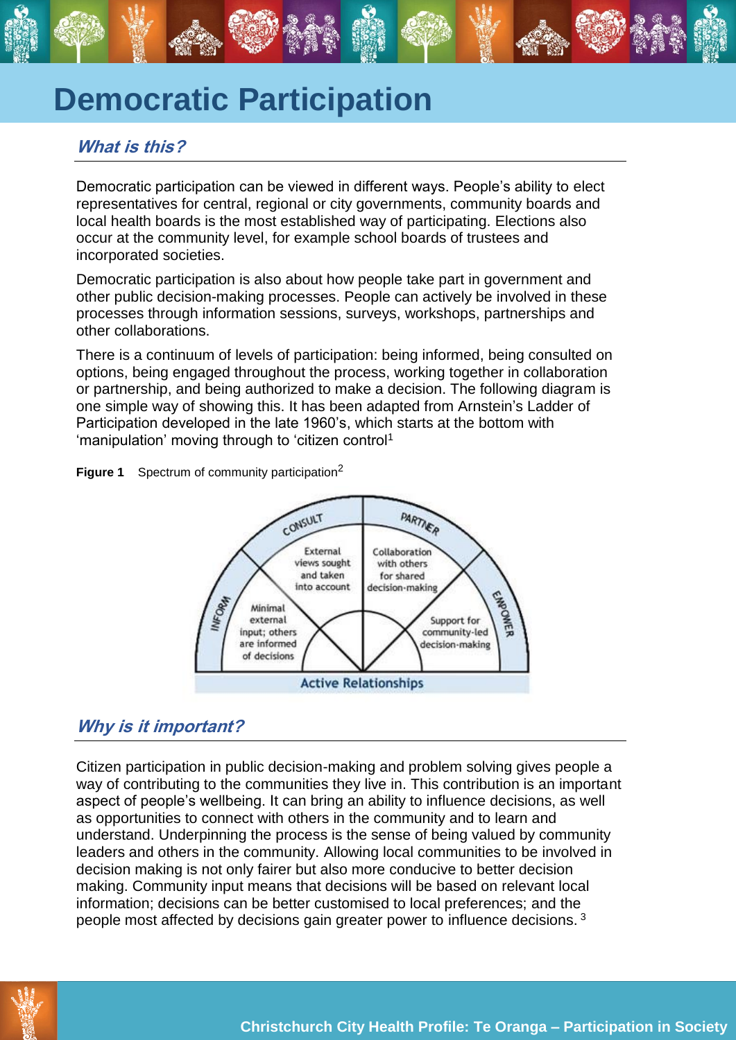# Democratic Participation

## *What is this?*

Democratic participation can be viewed in different ways. People's ability to elect representatives for central, regional or city governments, community boards and local health boards is the most established way of participating. Elections also occur at the community level, for example school boards of trustees and incorporated societies.

Democratic participation is also about how people take part in government and other public decision-making processes. People can actively be involved in these processes through information sessions, surveys, workshops, partnerships and other collaborations.

There is a continuum of levels of participation: being informed, being consulted on options, being engaged throughout the process, working together in collaboration or partnership, and being authorized to make a decision. The following diagram is one simple way of showing this. It has been adapted from Arnstein's Ladder of Participation developed in the late 1960's, which starts at the bottom with 'manipulation' moving through to 'citizen control'[1]

**Figure 1** Spectrum of community participation[2]

INFORM: Minimal external input; others are informed of decisions

CONSULT: External views sought and taken into account

PARTNER: Collaboration with others for shared decision-making

EMPOWER: Support for community-led decision-making

Active Relationships

## *Why is it important?*

Citizen participation in public decision-making and problem solving gives people a way of contributing to the communities they live in. This contribution is an important aspect of people's wellbeing. It can bring an ability to influence decisions, as well as opportunities to connect with others in the community and to learn and understand. Underpinning the process is the sense of being valued by community leaders and others in the community. Allowing local communities to be involved in decision making is not only fairer but also more conducive to better decision making. Community input means that decisions will be based on relevant local information; decisions can be better customised to local preferences; and the people most affected by decisions gain greater power to influence decisions. [3]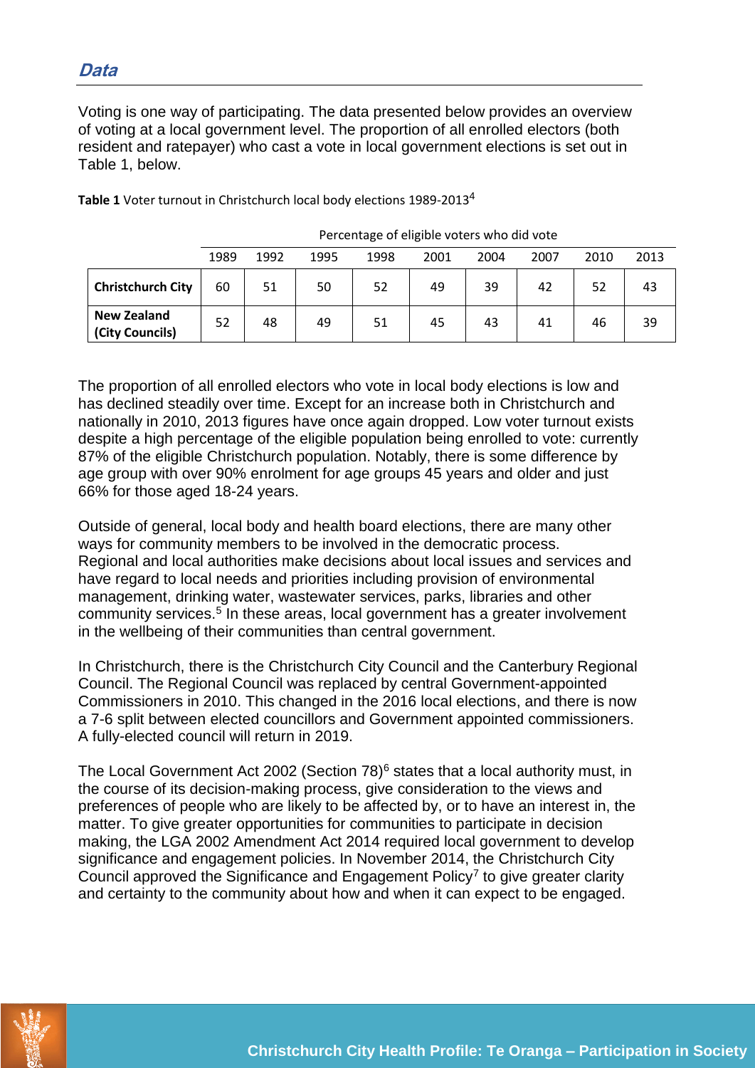## *Data*

Voting is one way of participating. The data presented below provides an overview of voting at a local government level. The proportion of all enrolled electors (both resident and ratepayer) who cast a vote in local government elections is set out in Table 1, below.

**Table 1** Voter turnout in Christchurch local body elections 1989-2013[4]

| | Percentage of eligible voters who did vote | | | | | | | | |
|---|---|---|---|---|---|---|---|---|---|
| | 1989 | 1992 | 1995 | 1998 | 2001 | 2004 | 2007 | 2010 | 2013 |
| **Christchurch City** | 60 | 51 | 50 | 52 | 49 | 39 | 42 | 52 | 43 |
| **New Zealand (City Councils)** | 52 | 48 | 49 | 51 | 45 | 43 | 41 | 46 | 39 |

The proportion of all enrolled electors who vote in local body elections is low and has declined steadily over time. Except for an increase both in Christchurch and nationally in 2010, 2013 figures have once again dropped. Low voter turnout exists despite a high percentage of the eligible population being enrolled to vote: currently 87% of the eligible Christchurch population. Notably, there is some difference by age group with over 90% enrolment for age groups 45 years and older and just 66% for those aged 18-24 years.

Outside of general, local body and health board elections, there are many other ways for community members to be involved in the democratic process. Regional and local authorities make decisions about local issues and services and have regard to local needs and priorities including provision of environmental management, drinking water, wastewater services, parks, libraries and other community services.[5] In these areas, local government has a greater involvement in the wellbeing of their communities than central government.

In Christchurch, there is the Christchurch City Council and the Canterbury Regional Council. The Regional Council was replaced by central Government-appointed Commissioners in 2010. This changed in the 2016 local elections, and there is now a 7-6 split between elected councillors and Government appointed commissioners. A fully-elected council will return in 2019.

The Local Government Act 2002 (Section 78)[6] states that a local authority must, in the course of its decision-making process, give consideration to the views and preferences of people who are likely to be affected by, or to have an interest in, the matter. To give greater opportunities for communities to participate in decision making, the LGA 2002 Amendment Act 2014 required local government to develop significance and engagement policies. In November 2014, the Christchurch City Council approved the Significance and Engagement Policy[7] to give greater clarity and certainty to the community about how and when it can expect to be engaged.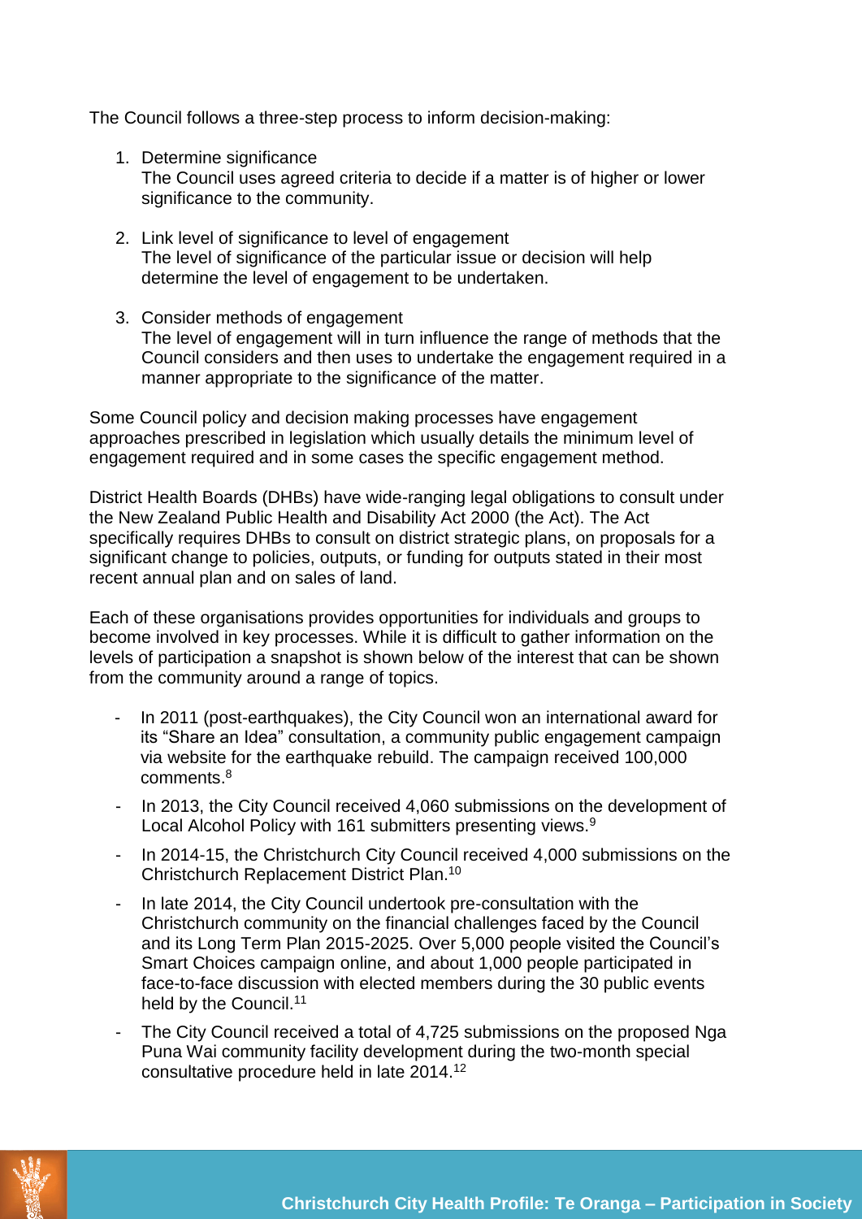The Council follows a three-step process to inform decision-making:

1. Determine significance
   The Council uses agreed criteria to decide if a matter is of higher or lower significance to the community.

2. Link level of significance to level of engagement
   The level of significance of the particular issue or decision will help determine the level of engagement to be undertaken.

3. Consider methods of engagement
   The level of engagement will in turn influence the range of methods that the Council considers and then uses to undertake the engagement required in a manner appropriate to the significance of the matter.

Some Council policy and decision making processes have engagement approaches prescribed in legislation which usually details the minimum level of engagement required and in some cases the specific engagement method.

District Health Boards (DHBs) have wide-ranging legal obligations to consult under the New Zealand Public Health and Disability Act 2000 (the Act). The Act specifically requires DHBs to consult on district strategic plans, on proposals for a significant change to policies, outputs, or funding for outputs stated in their most recent annual plan and on sales of land.

Each of these organisations provides opportunities for individuals and groups to become involved in key processes. While it is difficult to gather information on the levels of participation a snapshot is shown below of the interest that can be shown from the community around a range of topics.

- In 2011 (post-earthquakes), the City Council won an international award for its "Share an Idea" consultation, a community public engagement campaign via website for the earthquake rebuild. The campaign received 100,000 comments.[8]
- In 2013, the City Council received 4,060 submissions on the development of Local Alcohol Policy with 161 submitters presenting views.[9]
- In 2014-15, the Christchurch City Council received 4,000 submissions on the Christchurch Replacement District Plan.[10]
- In late 2014, the City Council undertook pre-consultation with the Christchurch community on the financial challenges faced by the Council and its Long Term Plan 2015-2025. Over 5,000 people visited the Council's Smart Choices campaign online, and about 1,000 people participated in face-to-face discussion with elected members during the 30 public events held by the Council.[11]
- The City Council received a total of 4,725 submissions on the proposed Nga Puna Wai community facility development during the two-month special consultative procedure held in late 2014.[12]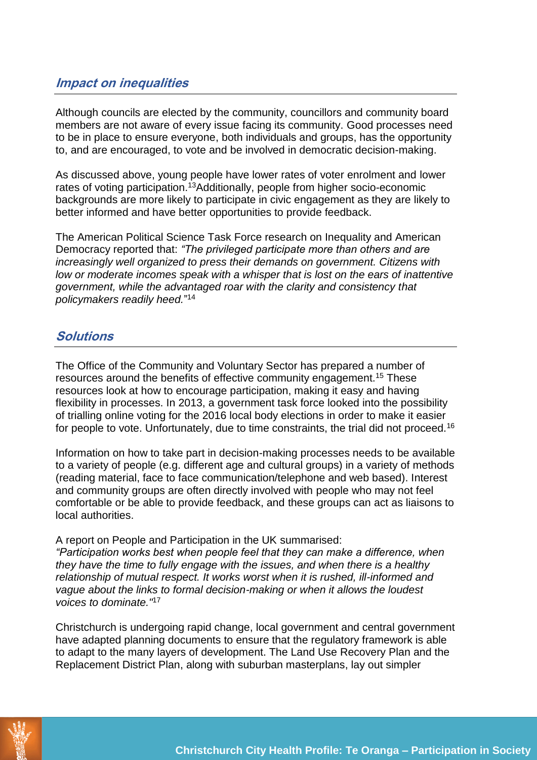## *Impact on inequalities*

Although councils are elected by the community, councillors and community board members are not aware of every issue facing its community. Good processes need to be in place to ensure everyone, both individuals and groups, has the opportunity to, and are encouraged, to vote and be involved in democratic decision-making.

As discussed above, young people have lower rates of voter enrolment and lower rates of voting participation.[13]Additionally, people from higher socio-economic backgrounds are more likely to participate in civic engagement as they are likely to better informed and have better opportunities to provide feedback.

The American Political Science Task Force research on Inequality and American Democracy reported that: *"The privileged participate more than others and are increasingly well organized to press their demands on government. Citizens with low or moderate incomes speak with a whisper that is lost on the ears of inattentive government, while the advantaged roar with the clarity and consistency that policymakers readily heed."*[14]

## *Solutions*

The Office of the Community and Voluntary Sector has prepared a number of resources around the benefits of effective community engagement.[15] These resources look at how to encourage participation, making it easy and having flexibility in processes. In 2013, a government task force looked into the possibility of trialling online voting for the 2016 local body elections in order to make it easier for people to vote. Unfortunately, due to time constraints, the trial did not proceed.[16]

Information on how to take part in decision-making processes needs to be available to a variety of people (e.g. different age and cultural groups) in a variety of methods (reading material, face to face communication/telephone and web based). Interest and community groups are often directly involved with people who may not feel comfortable or be able to provide feedback, and these groups can act as liaisons to local authorities.

A report on People and Participation in the UK summarised:
*"Participation works best when people feel that they can make a difference, when they have the time to fully engage with the issues, and when there is a healthy relationship of mutual respect. It works worst when it is rushed, ill-informed and vague about the links to formal decision-making or when it allows the loudest voices to dominate."*[17]

Christchurch is undergoing rapid change, local government and central government have adapted planning documents to ensure that the regulatory framework is able to adapt to the many layers of development. The Land Use Recovery Plan and the Replacement District Plan, along with suburban masterplans, lay out simpler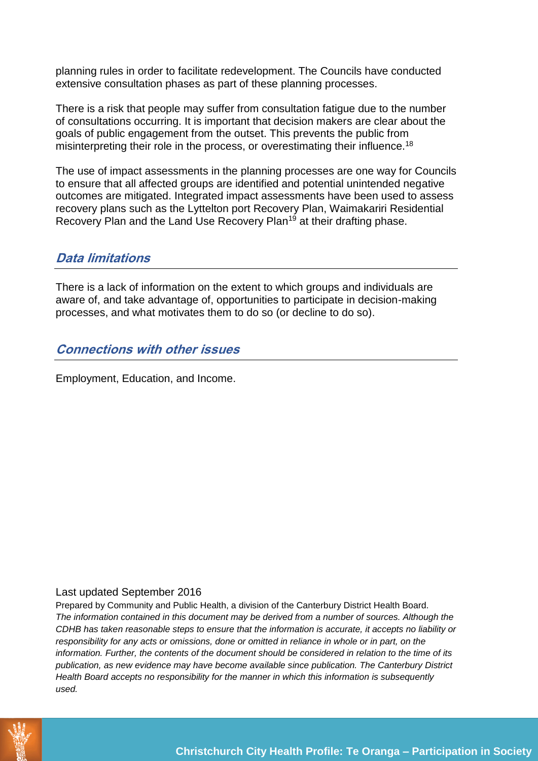planning rules in order to facilitate redevelopment. The Councils have conducted extensive consultation phases as part of these planning processes.

There is a risk that people may suffer from consultation fatigue due to the number of consultations occurring. It is important that decision makers are clear about the goals of public engagement from the outset. This prevents the public from misinterpreting their role in the process, or overestimating their influence.[18]

The use of impact assessments in the planning processes are one way for Councils to ensure that all affected groups are identified and potential unintended negative outcomes are mitigated. Integrated impact assessments have been used to assess recovery plans such as the Lyttelton port Recovery Plan, Waimakariri Residential Recovery Plan and the Land Use Recovery Plan[19] at their drafting phase.

## *Data limitations*

There is a lack of information on the extent to which groups and individuals are aware of, and take advantage of, opportunities to participate in decision-making processes, and what motivates them to do so (or decline to do so).

## *Connections with other issues*

Employment, Education, and Income.

Last updated September 2016

Prepared by Community and Public Health, a division of the Canterbury District Health Board.
*The information contained in this document may be derived from a number of sources. Although the CDHB has taken reasonable steps to ensure that the information is accurate, it accepts no liability or responsibility for any acts or omissions, done or omitted in reliance in whole or in part, on the information. Further, the contents of the document should be considered in relation to the time of its publication, as new evidence may have become available since publication. The Canterbury District Health Board accepts no responsibility for the manner in which this information is subsequently used.*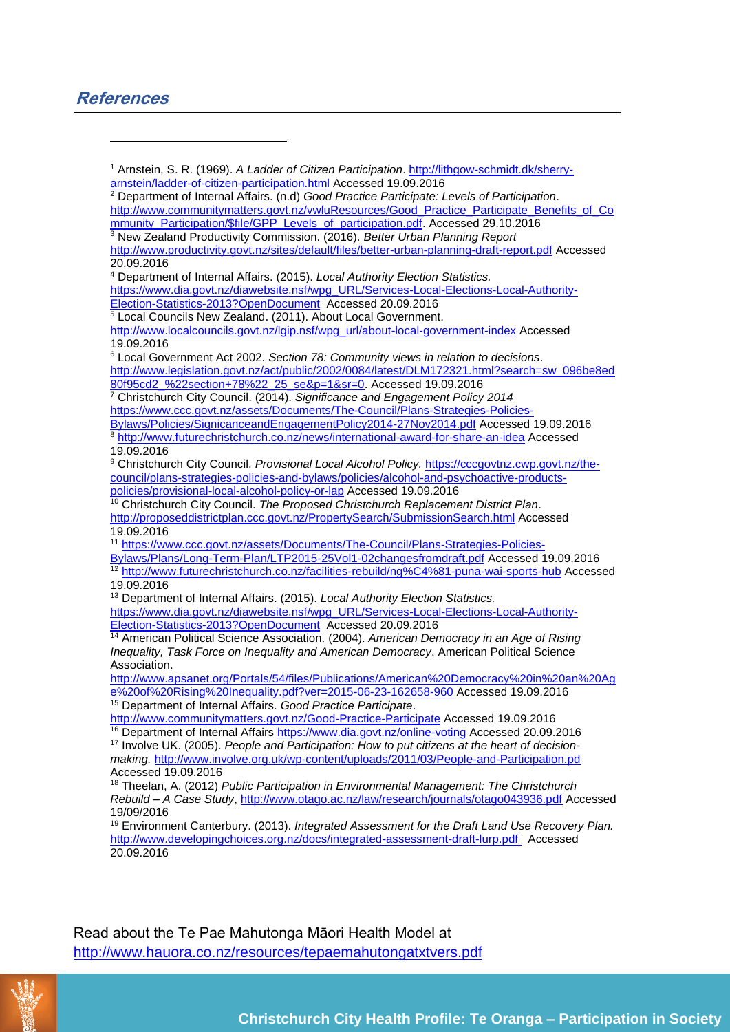## References

[1] Arnstein, S. R. (1969). *A Ladder of Citizen Participation*. http://lithgow-schmidt.dk/sherry-arnstein/ladder-of-citizen-participation.html Accessed 19.09.2016

[2] Department of Internal Affairs. (n.d) *Good Practice Participate: Levels of Participation*. http://www.communitymatters.govt.nz/vwluResources/Good_Practice_Participate_Benefits_of_Community_Participation/$file/GPP_Levels_of_participation.pdf. Accessed 29.10.2016

[3] New Zealand Productivity Commission. (2016). *Better Urban Planning Report* http://www.productivity.govt.nz/sites/default/files/better-urban-planning-draft-report.pdf Accessed 20.09.2016

[4] Department of Internal Affairs. (2015). *Local Authority Election Statistics.* https://www.dia.govt.nz/diawebsite.nsf/wpg_URL/Services-Local-Elections-Local-Authority-Election-Statistics-2013?OpenDocument Accessed 20.09.2016

[5] Local Councils New Zealand. (2011). About Local Government. http://www.localcouncils.govt.nz/lgip.nsf/wpg_url/about-local-government-index Accessed 19.09.2016

[6] Local Government Act 2002. *Section 78: Community views in relation to decisions*. http://www.legislation.govt.nz/act/public/2002/0084/latest/DLM172321.html?search=sw_096be8ed80f95cd2_%22section+78%22_25_se&p=1&sr=0. Accessed 19.09.2016

[7] Christchurch City Council. (2014). *Significance and Engagement Policy 2014* https://www.ccc.govt.nz/assets/Documents/The-Council/Plans-Strategies-Policies-Bylaws/Policies/SignicanceandEngagementPolicy2014-27Nov2014.pdf Accessed 19.09.2016

[8] http://www.futurechristchurch.co.nz/news/international-award-for-share-an-idea Accessed 19.09.2016

[9] Christchurch City Council. *Provisional Local Alcohol Policy.* https://cccgovtnz.cwp.govt.nz/the-council/plans-strategies-policies-and-bylaws/policies/alcohol-and-psychoactive-products-policies/provisional-local-alcohol-policy-or-lap Accessed 19.09.2016

[10] Christchurch City Council. *The Proposed Christchurch Replacement District Plan*. http://proposeddistrictplan.ccc.govt.nz/PropertySearch/SubmissionSearch.html Accessed 19.09.2016

[11] https://www.ccc.govt.nz/assets/Documents/The-Council/Plans-Strategies-Policies-Bylaws/Plans/Long-Term-Plan/LTP2015-25Vol1-02changesfromdraft.pdf Accessed 19.09.2016

[12] http://www.futurechristchurch.co.nz/facilities-rebuild/ng%C4%81-puna-wai-sports-hub Accessed 19.09.2016

[13] Department of Internal Affairs. (2015). *Local Authority Election Statistics.* https://www.dia.govt.nz/diawebsite.nsf/wpg_URL/Services-Local-Elections-Local-Authority-Election-Statistics-2013?OpenDocument Accessed 20.09.2016

[14] American Political Science Association. (2004). *American Democracy in an Age of Rising Inequality, Task Force on Inequality and American Democracy*. American Political Science Association. http://www.apsanet.org/Portals/54/files/Publications/American%20Democracy%20in%20an%20Age%20of%20Rising%20Inequality.pdf?ver=2015-06-23-162658-960 Accessed 19.09.2016

[15] Department of Internal Affairs. *Good Practice Participate*. http://www.communitymatters.govt.nz/Good-Practice-Participate Accessed 19.09.2016

[16] Department of Internal Affairs https://www.dia.govt.nz/online-voting Accessed 20.09.2016

[17] Involve UK. (2005). *People and Participation: How to put citizens at the heart of decision-making.* http://www.involve.org.uk/wp-content/uploads/2011/03/People-and-Participation.pd Accessed 19.09.2016

[18] Theelan, A. (2012) *Public Participation in Environmental Management: The Christchurch Rebuild – A Case Study*, http://www.otago.ac.nz/law/research/journals/otago043936.pdf Accessed 19/09/2016

[19] Environment Canterbury. (2013). *Integrated Assessment for the Draft Land Use Recovery Plan.* http://www.developingchoices.org.nz/docs/integrated-assessment-draft-lurp.pdf Accessed 20.09.2016

Read about the Te Pae Mahutonga Māori Health Model at http://www.hauora.co.nz/resources/tepaemahutongatxtvers.pdf